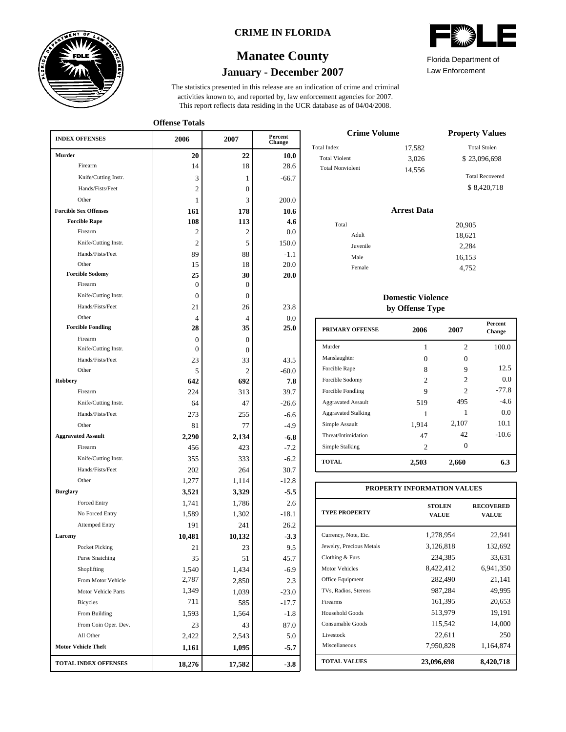# CRIME IN FLORIDA

Florida Department of Law Enforcement

## Manatee County

### January - December 2007

The statistics presented in this release are an indication of crime and criminal activities known to, and reported by, law enforcement agencies for 2007. This report reflects data residing in the UCR database as of 04/04/2008.

### Offense Totals

| INDEX OFFENSES | 2006 | 2007 | Percent Change |
|---|---|---|---|
| **Murder** | **20** | **22** | **10.0** |
| Firearm | 14 | 18 | 28.6 |
| Knife/Cutting Instr. | 3 | 1 | -66.7 |
| Hands/Fists/Feet | 2 | 0 | |
| Other | 1 | 3 | 200.0 |
| **Forcible Sex Offenses** | **161** | **178** | **10.6** |
| **Forcible Rape** | **108** | **113** | **4.6** |
| Firearm | 2 | 2 | 0.0 |
| Knife/Cutting Instr. | 2 | 5 | 150.0 |
| Hands/Fists/Feet | 89 | 88 | -1.1 |
| Other | 15 | 18 | 20.0 |
| **Forcible Sodomy** | **25** | **30** | **20.0** |
| Firearm | 0 | 0 | |
| Knife/Cutting Instr. | 0 | 0 | |
| Hands/Fists/Feet | 21 | 26 | 23.8 |
| Other | 4 | 4 | 0.0 |
| **Forcible Fondling** | **28** | **35** | **25.0** |
| Firearm | 0 | 0 | |
| Knife/Cutting Instr. | 0 | 0 | |
| Hands/Fists/Feet | 23 | 33 | 43.5 |
| Other | 5 | 2 | -60.0 |
| **Robbery** | **642** | **692** | **7.8** |
| Firearm | 224 | 313 | 39.7 |
| Knife/Cutting Instr. | 64 | 47 | -26.6 |
| Hands/Fists/Feet | 273 | 255 | -6.6 |
| Other | 81 | 77 | -4.9 |
| **Aggravated Assault** | **2,290** | **2,134** | **-6.8** |
| Firearm | 456 | 423 | -7.2 |
| Knife/Cutting Instr. | 355 | 333 | -6.2 |
| Hands/Fists/Feet | 202 | 264 | 30.7 |
| Other | 1,277 | 1,114 | -12.8 |
| **Burglary** | **3,521** | **3,329** | **-5.5** |
| Forced Entry | 1,741 | 1,786 | 2.6 |
| No Forced Entry | 1,589 | 1,302 | -18.1 |
| Attemped Entry | 191 | 241 | 26.2 |
| **Larceny** | **10,481** | **10,132** | **-3.3** |
| Pocket Picking | 21 | 23 | 9.5 |
| Purse Snatching | 35 | 51 | 45.7 |
| Shoplifting | 1,540 | 1,434 | -6.9 |
| From Motor Vehicle | 2,787 | 2,850 | 2.3 |
| Motor Vehicle Parts | 1,349 | 1,039 | -23.0 |
| Bicycles | 711 | 585 | -17.7 |
| From Building | 1,593 | 1,564 | -1.8 |
| From Coin Oper. Dev. | 23 | 43 | 87.0 |
| All Other | 2,422 | 2,543 | 5.0 |
| **Motor Vehicle Theft** | **1,161** | **1,095** | **-5.7** |
| **TOTAL INDEX OFFENSES** | **18,276** | **17,582** | **-3.8** |

### Crime Volume

| | |
|---|---|
| Total Index | 17,582 |
| Total Violent | 3,026 |
| Total Nonviolent | 14,556 |

### Property Values

| | |
|---|---|
| Total Stolen | $ 23,096,698 |
| Total Recovered | $ 8,420,718 |

### Arrest Data

| | |
|---|---|
| Total | 20,905 |
| Adult | 18,621 |
| Juvenile | 2,284 |
| Male | 16,153 |
| Female | 4,752 |

### Domestic Violence by Offense Type

| PRIMARY OFFENSE | 2006 | 2007 | Percent Change |
|---|---|---|---|
| Murder | 1 | 2 | 100.0 |
| Manslaughter | 0 | 0 | |
| Forcible Rape | 8 | 9 | 12.5 |
| Forcible Sodomy | 2 | 2 | 0.0 |
| Forcible Fondling | 9 | 2 | -77.8 |
| Aggravated Assault | 519 | 495 | -4.6 |
| Aggravated Stalking | 1 | 1 | 0.0 |
| Simple Assault | 1,914 | 2,107 | 10.1 |
| Threat/Intimidation | 47 | 42 | -10.6 |
| Simple Stalking | 2 | 0 | |
| **TOTAL** | **2,503** | **2,660** | **6.3** |

### PROPERTY INFORMATION VALUES

| TYPE PROPERTY | STOLEN VALUE | RECOVERED VALUE |
|---|---|---|
| Currency, Note, Etc. | 1,278,954 | 22,941 |
| Jewelry, Precious Metals | 3,126,818 | 132,692 |
| Clothing & Furs | 234,385 | 33,631 |
| Motor Vehicles | 8,422,412 | 6,941,350 |
| Office Equipment | 282,490 | 21,141 |
| TVs, Radios, Stereos | 987,284 | 49,995 |
| Firearms | 161,395 | 20,653 |
| Household Goods | 513,979 | 19,191 |
| Consumable Goods | 115,542 | 14,000 |
| Livestock | 22,611 | 250 |
| Miscellaneous | 7,950,828 | 1,164,874 |
| **TOTAL VALUES** | **23,096,698** | **8,420,718** |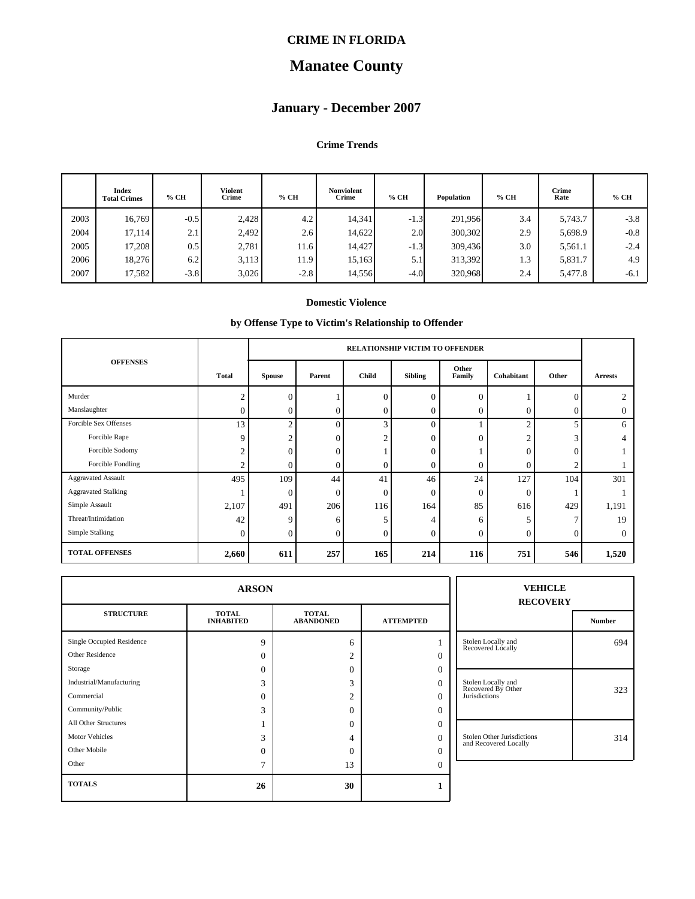**CRIME IN FLORIDA**

# Manatee County

## January - December 2007

### Crime Trends

| | Index Total Crimes | % CH | Violent Crime | % CH | Nonviolent Crime | % CH | Population | % CH | Crime Rate | % CH |
|---|---|---|---|---|---|---|---|---|---|---|
| 2003 | 16,769 | -0.5 | 2,428 | 4.2 | 14,341 | -1.3 | 291,956 | 3.4 | 5,743.7 | -3.8 |
| 2004 | 17,114 | 2.1 | 2,492 | 2.6 | 14,622 | 2.0 | 300,302 | 2.9 | 5,698.9 | -0.8 |
| 2005 | 17,208 | 0.5 | 2,781 | 11.6 | 14,427 | -1.3 | 309,436 | 3.0 | 5,561.1 | -2.4 |
| 2006 | 18,276 | 6.2 | 3,113 | 11.9 | 15,163 | 5.1 | 313,392 | 1.3 | 5,831.7 | 4.9 |
| 2007 | 17,582 | -3.8 | 3,026 | -2.8 | 14,556 | -4.0 | 320,968 | 2.4 | 5,477.8 | -6.1 |

### Domestic Violence

### by Offense Type to Victim's Relationship to Offender

| OFFENSES | Total | RELATIONSHIP VICTIM TO OFFENDER | | | | | | | Arrests |
|---|---|---|---|---|---|---|---|---|---|
| | | Spouse | Parent | Child | Sibling | Other Family | Cohabitant | Other | |
| Murder | 2 | 0 | 1 | 0 | 0 | 0 | 1 | 0 | 2 |
| Manslaughter | 0 | 0 | 0 | 0 | 0 | 0 | 0 | 0 | 0 |
| Forcible Sex Offenses | 13 | 2 | 0 | 3 | 0 | 1 | 2 | 5 | 6 |
| Forcible Rape | 9 | 2 | 0 | 2 | 0 | 0 | 2 | 3 | 4 |
| Forcible Sodomy | 2 | 0 | 0 | 1 | 0 | 1 | 0 | 0 | 1 |
| Forcible Fondling | 2 | 0 | 0 | 0 | 0 | 0 | 0 | 2 | 1 |
| Aggravated Assault | 495 | 109 | 44 | 41 | 46 | 24 | 127 | 104 | 301 |
| Aggravated Stalking | 1 | 0 | 0 | 0 | 0 | 0 | 0 | 1 | 1 |
| Simple Assault | 2,107 | 491 | 206 | 116 | 164 | 85 | 616 | 429 | 1,191 |
| Threat/Intimidation | 42 | 9 | 6 | 5 | 4 | 6 | 5 | 7 | 19 |
| Simple Stalking | 0 | 0 | 0 | 0 | 0 | 0 | 0 | 0 | 0 |
| **TOTAL OFFENSES** | **2,660** | **611** | **257** | **165** | **214** | **116** | **751** | **546** | **1,520** |

### ARSON

| STRUCTURE | TOTAL INHABITED | TOTAL ABANDONED | ATTEMPTED |
|---|---|---|---|
| Single Occupied Residence | 9 | 6 | 1 |
| Other Residence | 0 | 2 | 0 |
| Storage | 0 | 0 | 0 |
| Industrial/Manufacturing | 3 | 3 | 0 |
| Commercial | 0 | 2 | 0 |
| Community/Public | 3 | 0 | 0 |
| All Other Structures | 1 | 0 | 0 |
| Motor Vehicles | 3 | 4 | 0 |
| Other Mobile | 0 | 0 | 0 |
| Other | 7 | 13 | 0 |
| **TOTALS** | **26** | **30** | **1** |

### VEHICLE RECOVERY

| | Number |
|---|---|
| Stolen Locally and Recovered Locally | 694 |
| Stolen Locally and Recovered By Other Jurisdictions | 323 |
| Stolen Other Jurisdictions and Recovered Locally | 314 |